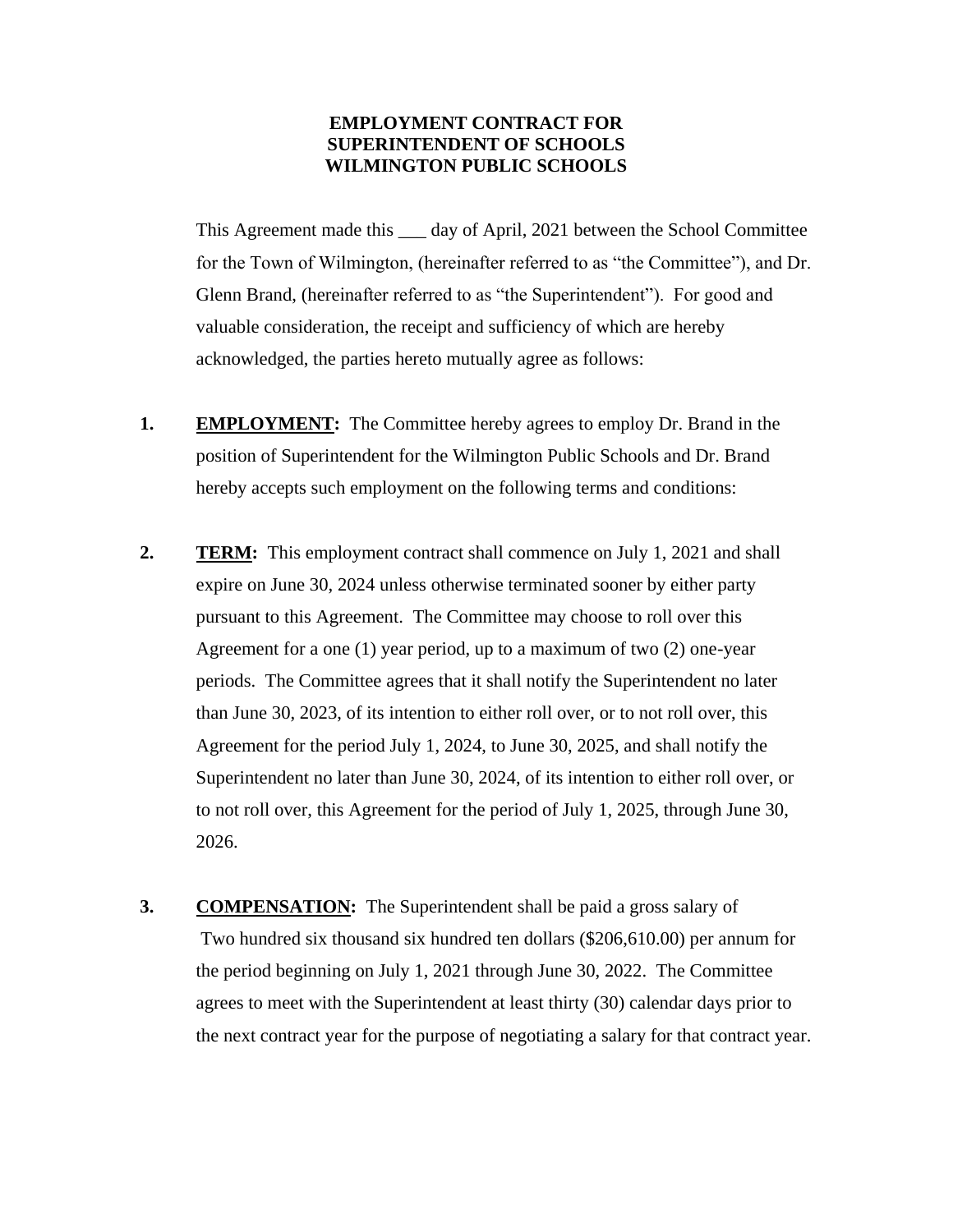# EMPLOYMENT CONTRACT FOR SUPERINTENDENT OF SCHOOLS WILMINGTON PUBLIC SCHOOLS

This Agreement made this ___ day of April, 2021 between the School Committee for the Town of Wilmington, (hereinafter referred to as "the Committee"), and Dr. Glenn Brand, (hereinafter referred to as "the Superintendent"). For good and valuable consideration, the receipt and sufficiency of which are hereby acknowledged, the parties hereto mutually agree as follows:

**1. EMPLOYMENT:** The Committee hereby agrees to employ Dr. Brand in the position of Superintendent for the Wilmington Public Schools and Dr. Brand hereby accepts such employment on the following terms and conditions:

**2. TERM:** This employment contract shall commence on July 1, 2021 and shall expire on June 30, 2024 unless otherwise terminated sooner by either party pursuant to this Agreement. The Committee may choose to roll over this Agreement for a one (1) year period, up to a maximum of two (2) one-year periods. The Committee agrees that it shall notify the Superintendent no later than June 30, 2023, of its intention to either roll over, or to not roll over, this Agreement for the period July 1, 2024, to June 30, 2025, and shall notify the Superintendent no later than June 30, 2024, of its intention to either roll over, or to not roll over, this Agreement for the period of July 1, 2025, through June 30, 2026.

**3. COMPENSATION:** The Superintendent shall be paid a gross salary of Two hundred six thousand six hundred ten dollars ($206,610.00) per annum for the period beginning on July 1, 2021 through June 30, 2022. The Committee agrees to meet with the Superintendent at least thirty (30) calendar days prior to the next contract year for the purpose of negotiating a salary for that contract year.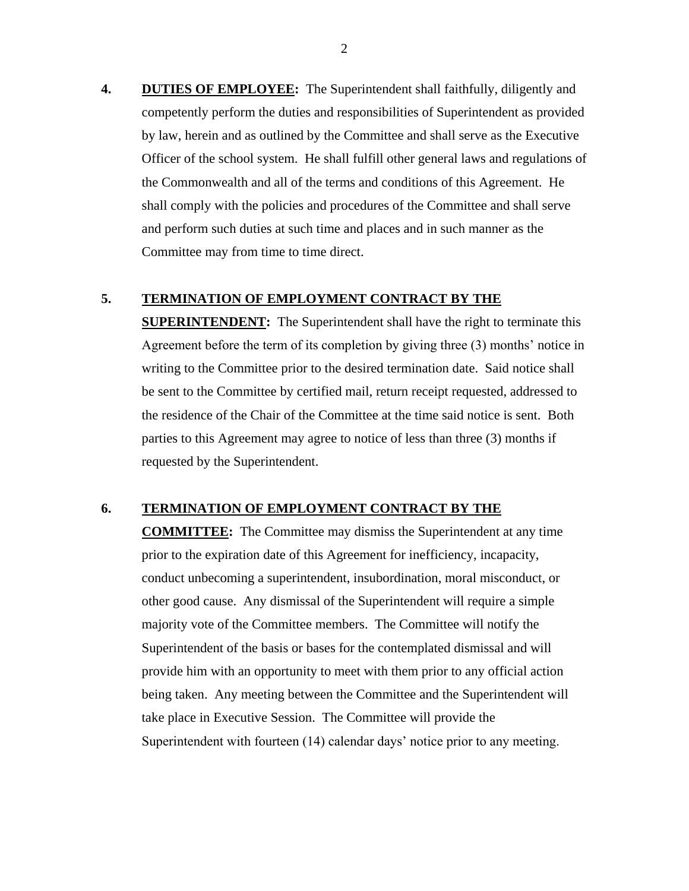**4.** **<u>DUTIES OF EMPLOYEE</u>:** The Superintendent shall faithfully, diligently and competently perform the duties and responsibilities of Superintendent as provided by law, herein and as outlined by the Committee and shall serve as the Executive Officer of the school system. He shall fulfill other general laws and regulations of the Commonwealth and all of the terms and conditions of this Agreement. He shall comply with the policies and procedures of the Committee and shall serve and perform such duties at such time and places and in such manner as the Committee may from time to time direct.

**5.** **<u>TERMINATION OF EMPLOYMENT CONTRACT BY THE SUPERINTENDENT</u>:** The Superintendent shall have the right to terminate this Agreement before the term of its completion by giving three (3) months' notice in writing to the Committee prior to the desired termination date. Said notice shall be sent to the Committee by certified mail, return receipt requested, addressed to the residence of the Chair of the Committee at the time said notice is sent. Both parties to this Agreement may agree to notice of less than three (3) months if requested by the Superintendent.

**6.** **<u>TERMINATION OF EMPLOYMENT CONTRACT BY THE COMMITTEE</u>:** The Committee may dismiss the Superintendent at any time prior to the expiration date of this Agreement for inefficiency, incapacity, conduct unbecoming a superintendent, insubordination, moral misconduct, or other good cause. Any dismissal of the Superintendent will require a simple majority vote of the Committee members. The Committee will notify the Superintendent of the basis or bases for the contemplated dismissal and will provide him with an opportunity to meet with them prior to any official action being taken. Any meeting between the Committee and the Superintendent will take place in Executive Session. The Committee will provide the Superintendent with fourteen (14) calendar days' notice prior to any meeting.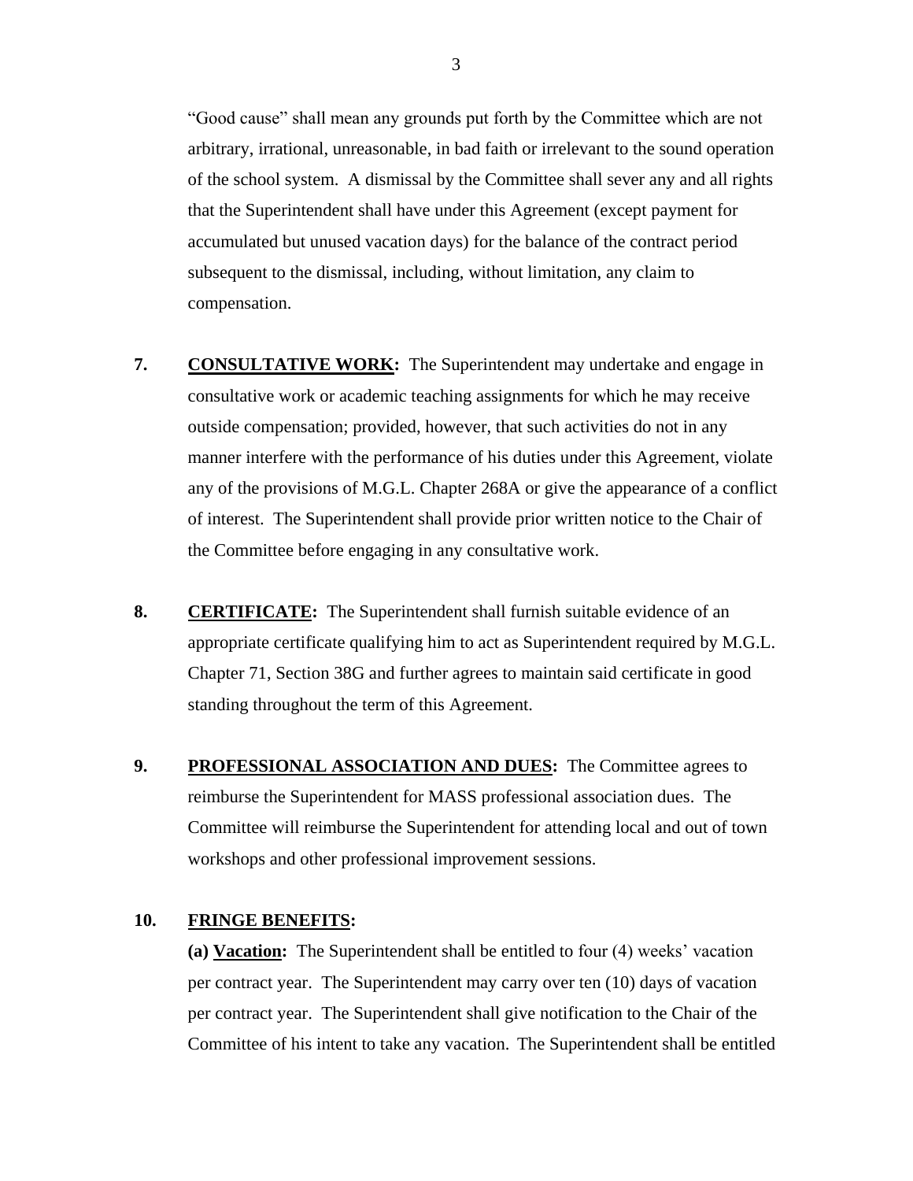"Good cause" shall mean any grounds put forth by the Committee which are not arbitrary, irrational, unreasonable, in bad faith or irrelevant to the sound operation of the school system. A dismissal by the Committee shall sever any and all rights that the Superintendent shall have under this Agreement (except payment for accumulated but unused vacation days) for the balance of the contract period subsequent to the dismissal, including, without limitation, any claim to compensation.

**7.** **<u>CONSULTATIVE WORK</u>:** The Superintendent may undertake and engage in consultative work or academic teaching assignments for which he may receive outside compensation; provided, however, that such activities do not in any manner interfere with the performance of his duties under this Agreement, violate any of the provisions of M.G.L. Chapter 268A or give the appearance of a conflict of interest. The Superintendent shall provide prior written notice to the Chair of the Committee before engaging in any consultative work.

**8.** **<u>CERTIFICATE</u>:** The Superintendent shall furnish suitable evidence of an appropriate certificate qualifying him to act as Superintendent required by M.G.L. Chapter 71, Section 38G and further agrees to maintain said certificate in good standing throughout the term of this Agreement.

**9.** **<u>PROFESSIONAL ASSOCIATION AND DUES</u>:** The Committee agrees to reimburse the Superintendent for MASS professional association dues. The Committee will reimburse the Superintendent for attending local and out of town workshops and other professional improvement sessions.

**10.** **<u>FRINGE BENEFITS</u>:**

**(a) <u>Vacation</u>:** The Superintendent shall be entitled to four (4) weeks' vacation per contract year. The Superintendent may carry over ten (10) days of vacation per contract year. The Superintendent shall give notification to the Chair of the Committee of his intent to take any vacation. The Superintendent shall be entitled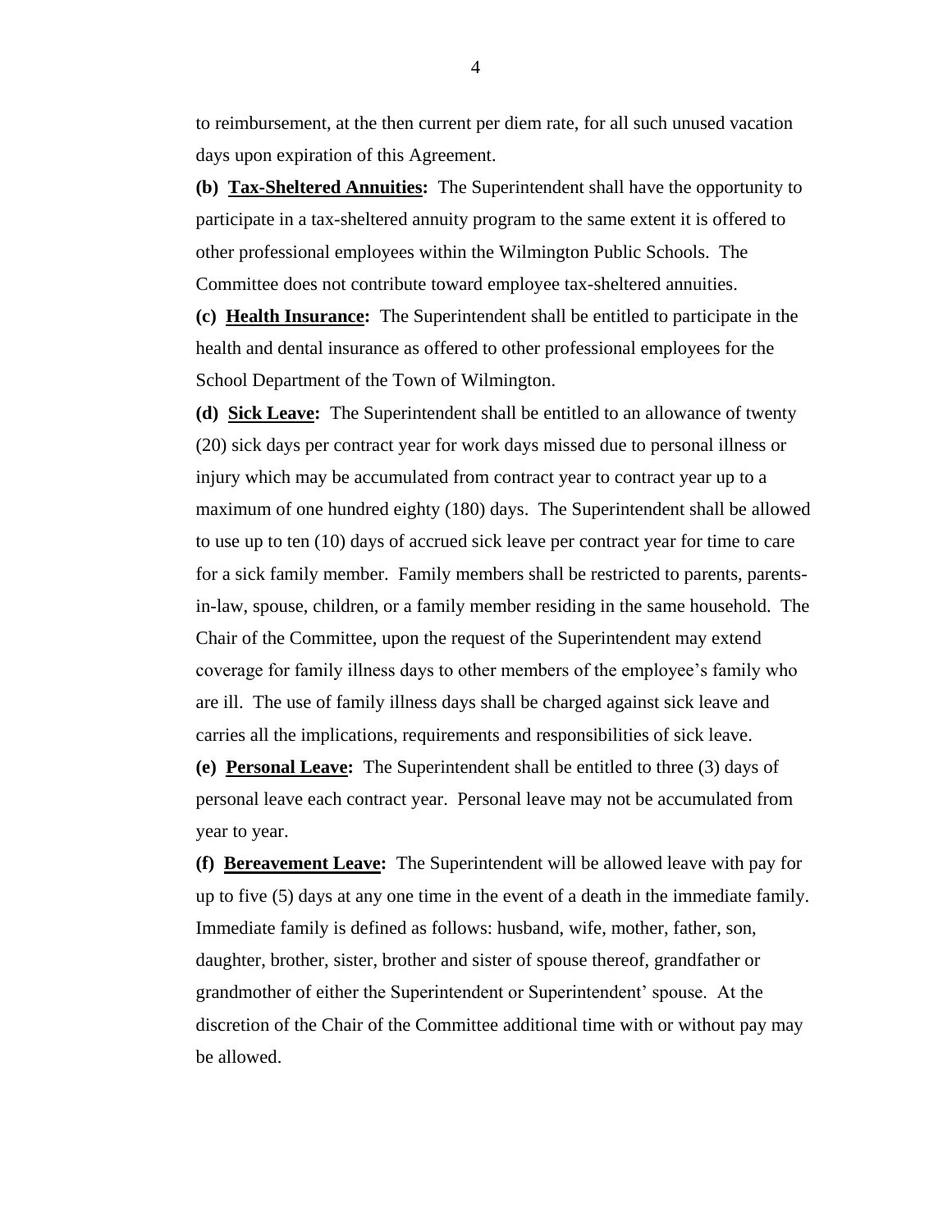to reimbursement, at the then current per diem rate, for all such unused vacation days upon expiration of this Agreement.

**(b) <u>Tax-Sheltered Annuities</u>:** The Superintendent shall have the opportunity to participate in a tax-sheltered annuity program to the same extent it is offered to other professional employees within the Wilmington Public Schools. The Committee does not contribute toward employee tax-sheltered annuities.

**(c) <u>Health Insurance</u>:** The Superintendent shall be entitled to participate in the health and dental insurance as offered to other professional employees for the School Department of the Town of Wilmington.

**(d) <u>Sick Leave</u>:** The Superintendent shall be entitled to an allowance of twenty (20) sick days per contract year for work days missed due to personal illness or injury which may be accumulated from contract year to contract year up to a maximum of one hundred eighty (180) days. The Superintendent shall be allowed to use up to ten (10) days of accrued sick leave per contract year for time to care for a sick family member. Family members shall be restricted to parents, parents-in-law, spouse, children, or a family member residing in the same household. The Chair of the Committee, upon the request of the Superintendent may extend coverage for family illness days to other members of the employee's family who are ill. The use of family illness days shall be charged against sick leave and carries all the implications, requirements and responsibilities of sick leave.

**(e) <u>Personal Leave</u>:** The Superintendent shall be entitled to three (3) days of personal leave each contract year. Personal leave may not be accumulated from year to year.

**(f) <u>Bereavement Leave</u>:** The Superintendent will be allowed leave with pay for up to five (5) days at any one time in the event of a death in the immediate family. Immediate family is defined as follows: husband, wife, mother, father, son, daughter, brother, sister, brother and sister of spouse thereof, grandfather or grandmother of either the Superintendent or Superintendent' spouse. At the discretion of the Chair of the Committee additional time with or without pay may be allowed.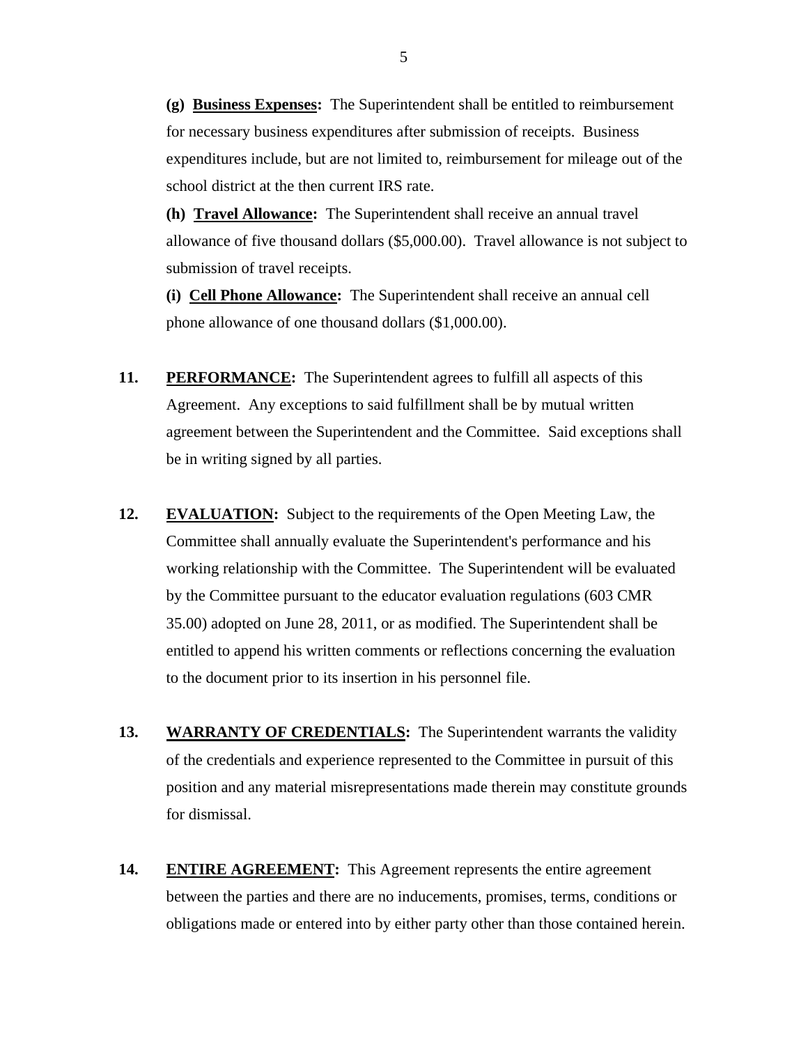**(g) <u>Business Expenses</u>:** The Superintendent shall be entitled to reimbursement for necessary business expenditures after submission of receipts. Business expenditures include, but are not limited to, reimbursement for mileage out of the school district at the then current IRS rate.

**(h) <u>Travel Allowance</u>:** The Superintendent shall receive an annual travel allowance of five thousand dollars ($5,000.00). Travel allowance is not subject to submission of travel receipts.

**(i) <u>Cell Phone Allowance</u>:** The Superintendent shall receive an annual cell phone allowance of one thousand dollars ($1,000.00).

**11. <u>PERFORMANCE</u>:** The Superintendent agrees to fulfill all aspects of this Agreement. Any exceptions to said fulfillment shall be by mutual written agreement between the Superintendent and the Committee. Said exceptions shall be in writing signed by all parties.

**12. <u>EVALUATION</u>:** Subject to the requirements of the Open Meeting Law, the Committee shall annually evaluate the Superintendent's performance and his working relationship with the Committee. The Superintendent will be evaluated by the Committee pursuant to the educator evaluation regulations (603 CMR 35.00) adopted on June 28, 2011, or as modified. The Superintendent shall be entitled to append his written comments or reflections concerning the evaluation to the document prior to its insertion in his personnel file.

**13. <u>WARRANTY OF CREDENTIALS</u>:** The Superintendent warrants the validity of the credentials and experience represented to the Committee in pursuit of this position and any material misrepresentations made therein may constitute grounds for dismissal.

**14. <u>ENTIRE AGREEMENT</u>:** This Agreement represents the entire agreement between the parties and there are no inducements, promises, terms, conditions or obligations made or entered into by either party other than those contained herein.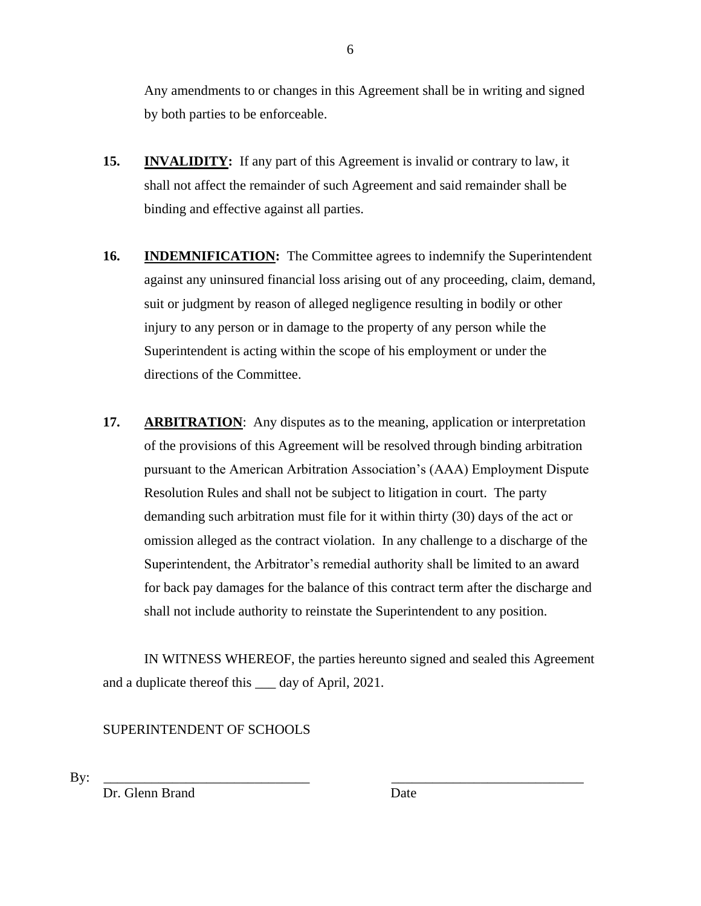Any amendments to or changes in this Agreement shall be in writing and signed by both parties to be enforceable.

**15.** **INVALIDITY:** If any part of this Agreement is invalid or contrary to law, it shall not affect the remainder of such Agreement and said remainder shall be binding and effective against all parties.

**16.** **INDEMNIFICATION:** The Committee agrees to indemnify the Superintendent against any uninsured financial loss arising out of any proceeding, claim, demand, suit or judgment by reason of alleged negligence resulting in bodily or other injury to any person or in damage to the property of any person while the Superintendent is acting within the scope of his employment or under the directions of the Committee.

**17.** **ARBITRATION**: Any disputes as to the meaning, application or interpretation of the provisions of this Agreement will be resolved through binding arbitration pursuant to the American Arbitration Association's (AAA) Employment Dispute Resolution Rules and shall not be subject to litigation in court. The party demanding such arbitration must file for it within thirty (30) days of the act or omission alleged as the contract violation. In any challenge to a discharge of the Superintendent, the Arbitrator's remedial authority shall be limited to an award for back pay damages for the balance of this contract term after the discharge and shall not include authority to reinstate the Superintendent to any position.

IN WITNESS WHEREOF, the parties hereunto signed and sealed this Agreement and a duplicate thereof this ___ day of April, 2021.

SUPERINTENDENT OF SCHOOLS

By: ______________________________ ____________________________

Dr. Glenn Brand Date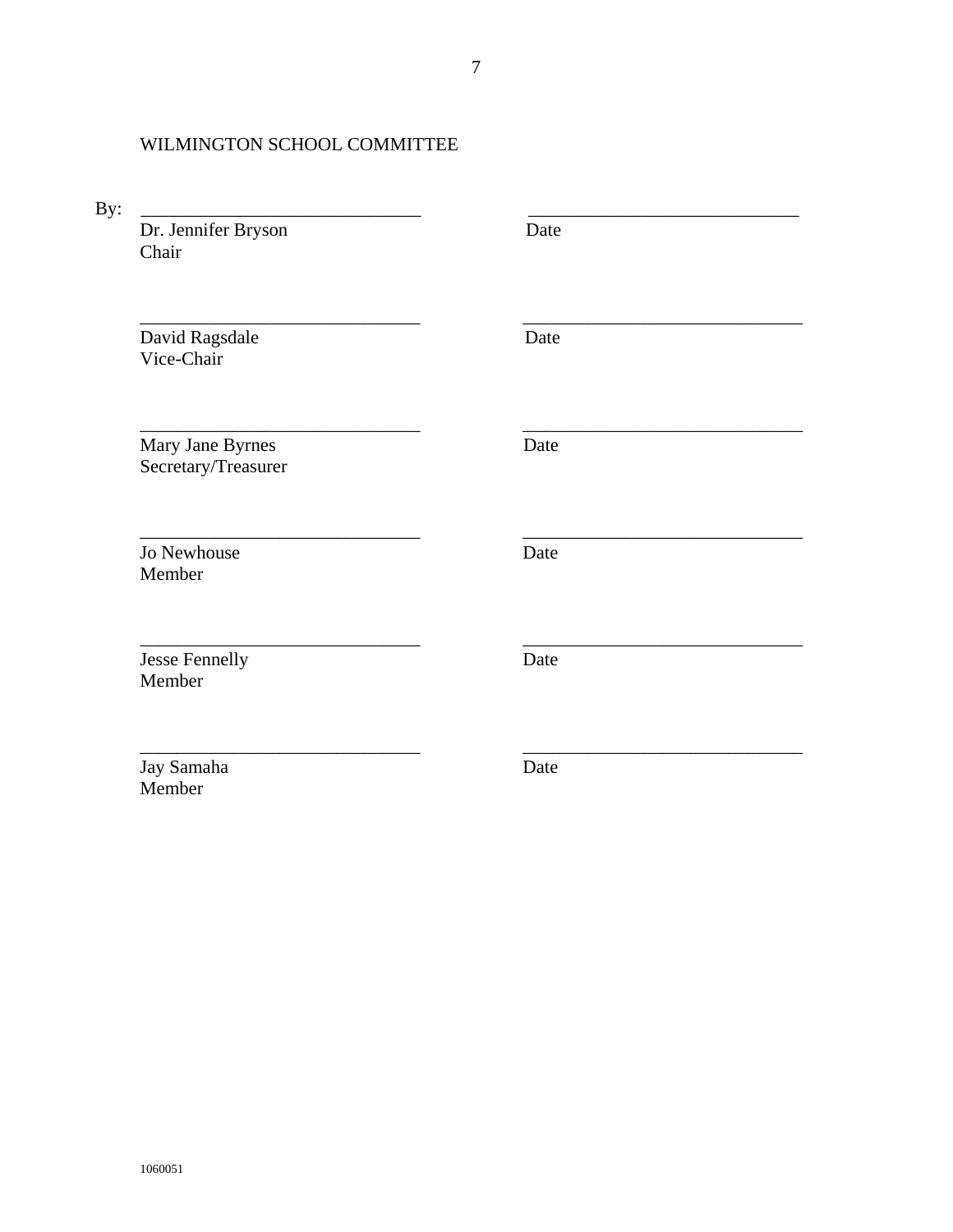WILMINGTON SCHOOL COMMITTEE

By: ______________________________ ______________________________

Dr. Jennifer Bryson Date
Chair

______________________________ ______________________________

David Ragsdale Date
Vice-Chair

______________________________ ______________________________

Mary Jane Byrnes Date
Secretary/Treasurer

______________________________ ______________________________

Jo Newhouse Date
Member

______________________________ ______________________________

Jesse Fennelly Date
Member

______________________________ ______________________________

Jay Samaha Date
Member

1060051